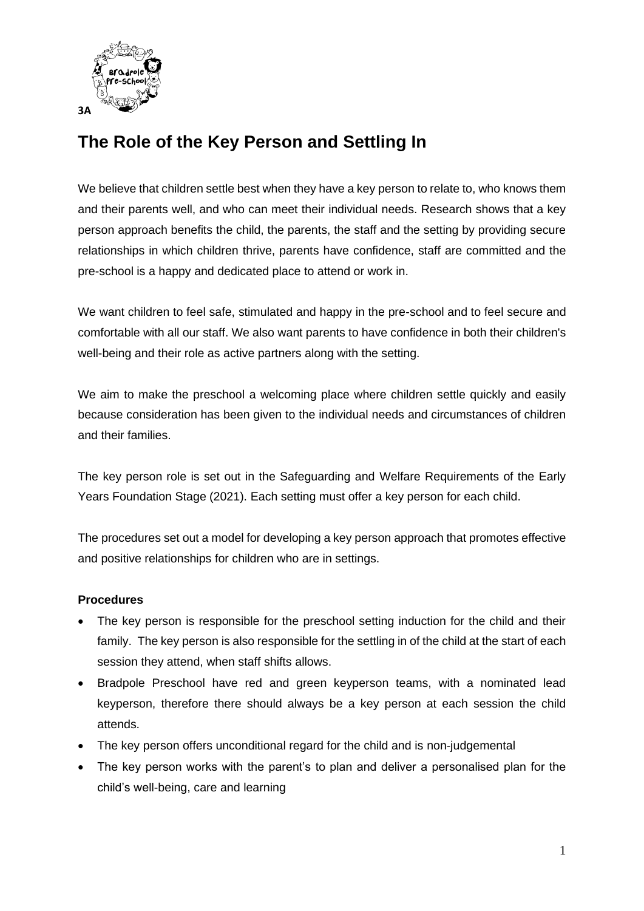**3A**

# The Role of the Key Person and Settling In

We believe that children settle best when they have a key person to relate to, who knows them and their parents well, and who can meet their individual needs. Research shows that a key person approach benefits the child, the parents, the staff and the setting by providing secure relationships in which children thrive, parents have confidence, staff are committed and the pre-school is a happy and dedicated place to attend or work in.

We want children to feel safe, stimulated and happy in the pre-school and to feel secure and comfortable with all our staff. We also want parents to have confidence in both their children's well-being and their role as active partners along with the setting.

We aim to make the preschool a welcoming place where children settle quickly and easily because consideration has been given to the individual needs and circumstances of children and their families.

The key person role is set out in the Safeguarding and Welfare Requirements of the Early Years Foundation Stage (2021). Each setting must offer a key person for each child.

The procedures set out a model for developing a key person approach that promotes effective and positive relationships for children who are in settings.

**Procedures**

- The key person is responsible for the preschool setting induction for the child and their family. The key person is also responsible for the settling in of the child at the start of each session they attend, when staff shifts allows.
- Bradpole Preschool have red and green keyperson teams, with a nominated lead keyperson, therefore there should always be a key person at each session the child attends.
- The key person offers unconditional regard for the child and is non-judgemental
- The key person works with the parent's to plan and deliver a personalised plan for the child's well-being, care and learning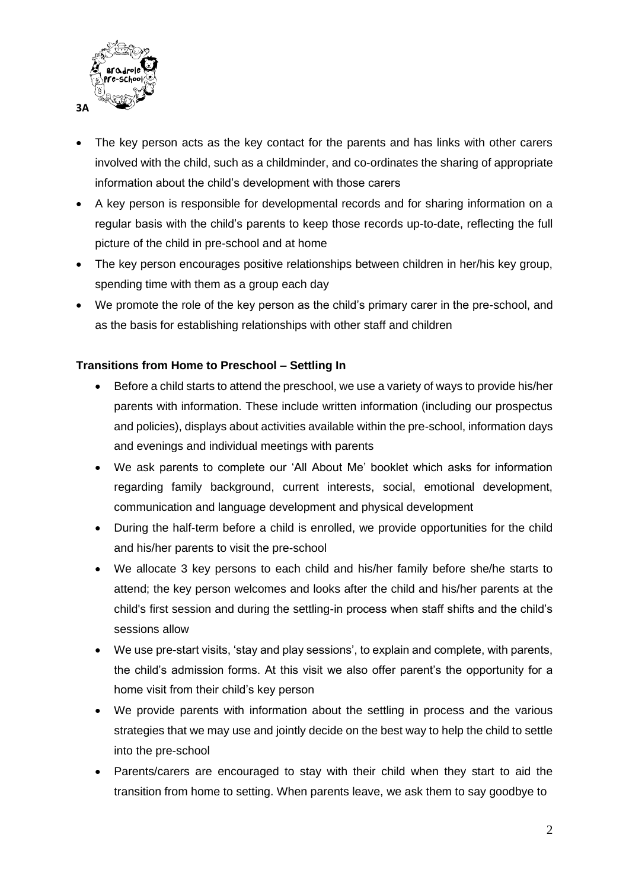- The key person acts as the key contact for the parents and has links with other carers involved with the child, such as a childminder, and co-ordinates the sharing of appropriate information about the child's development with those carers
- A key person is responsible for developmental records and for sharing information on a regular basis with the child's parents to keep those records up-to-date, reflecting the full picture of the child in pre-school and at home
- The key person encourages positive relationships between children in her/his key group, spending time with them as a group each day
- We promote the role of the key person as the child's primary carer in the pre-school, and as the basis for establishing relationships with other staff and children

**Transitions from Home to Preschool – Settling In**

- Before a child starts to attend the preschool, we use a variety of ways to provide his/her parents with information. These include written information (including our prospectus and policies), displays about activities available within the pre-school, information days and evenings and individual meetings with parents
- We ask parents to complete our 'All About Me' booklet which asks for information regarding family background, current interests, social, emotional development, communication and language development and physical development
- During the half-term before a child is enrolled, we provide opportunities for the child and his/her parents to visit the pre-school
- We allocate 3 key persons to each child and his/her family before she/he starts to attend; the key person welcomes and looks after the child and his/her parents at the child's first session and during the settling-in process when staff shifts and the child's sessions allow
- We use pre-start visits, 'stay and play sessions', to explain and complete, with parents, the child's admission forms. At this visit we also offer parent's the opportunity for a home visit from their child's key person
- We provide parents with information about the settling in process and the various strategies that we may use and jointly decide on the best way to help the child to settle into the pre-school
- Parents/carers are encouraged to stay with their child when they start to aid the transition from home to setting. When parents leave, we ask them to say goodbye to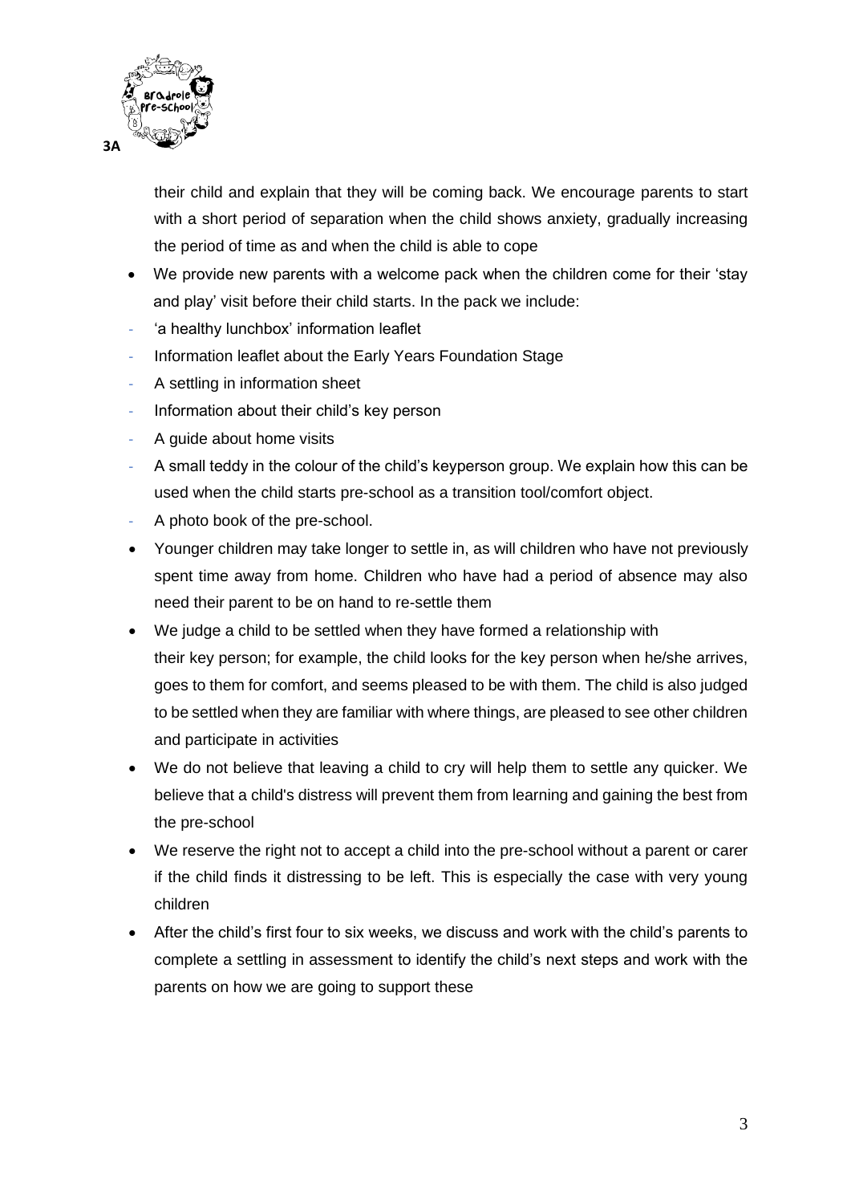their child and explain that they will be coming back. We encourage parents to start with a short period of separation when the child shows anxiety, gradually increasing the period of time as and when the child is able to cope

- We provide new parents with a welcome pack when the children come for their 'stay and play' visit before their child starts. In the pack we include:
  - 'a healthy lunchbox' information leaflet
  - Information leaflet about the Early Years Foundation Stage
  - A settling in information sheet
  - Information about their child's key person
  - A guide about home visits
  - A small teddy in the colour of the child's keyperson group. We explain how this can be used when the child starts pre-school as a transition tool/comfort object.
  - A photo book of the pre-school.
- Younger children may take longer to settle in, as will children who have not previously spent time away from home. Children who have had a period of absence may also need their parent to be on hand to re-settle them
- We judge a child to be settled when they have formed a relationship with their key person; for example, the child looks for the key person when he/she arrives, goes to them for comfort, and seems pleased to be with them. The child is also judged to be settled when they are familiar with where things, are pleased to see other children and participate in activities
- We do not believe that leaving a child to cry will help them to settle any quicker. We believe that a child's distress will prevent them from learning and gaining the best from the pre-school
- We reserve the right not to accept a child into the pre-school without a parent or carer if the child finds it distressing to be left. This is especially the case with very young children
- After the child's first four to six weeks, we discuss and work with the child's parents to complete a settling in assessment to identify the child's next steps and work with the parents on how we are going to support these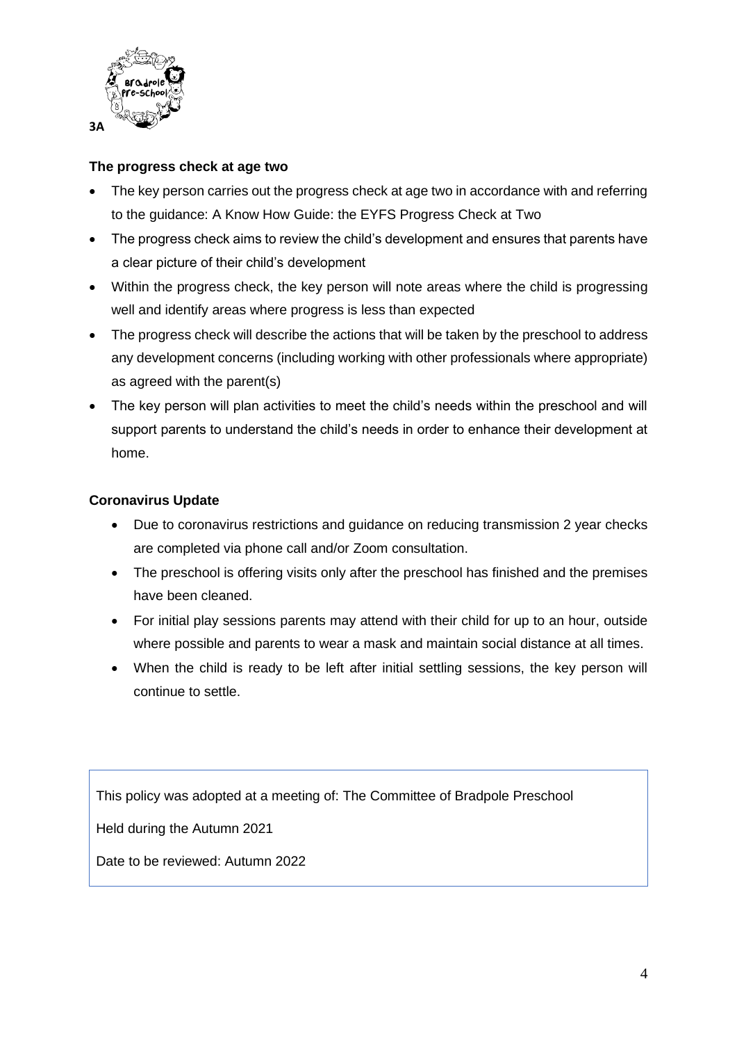3A

### The progress check at age two

- The key person carries out the progress check at age two in accordance with and referring to the guidance: A Know How Guide: the EYFS Progress Check at Two
- The progress check aims to review the child's development and ensures that parents have a clear picture of their child's development
- Within the progress check, the key person will note areas where the child is progressing well and identify areas where progress is less than expected
- The progress check will describe the actions that will be taken by the preschool to address any development concerns (including working with other professionals where appropriate) as agreed with the parent(s)
- The key person will plan activities to meet the child's needs within the preschool and will support parents to understand the child's needs in order to enhance their development at home.

### Coronavirus Update

- Due to coronavirus restrictions and guidance on reducing transmission 2 year checks are completed via phone call and/or Zoom consultation.
- The preschool is offering visits only after the preschool has finished and the premises have been cleaned.
- For initial play sessions parents may attend with their child for up to an hour, outside where possible and parents to wear a mask and maintain social distance at all times.
- When the child is ready to be left after initial settling sessions, the key person will continue to settle.

This policy was adopted at a meeting of: The Committee of Bradpole Preschool

Held during the Autumn 2021

Date to be reviewed: Autumn 2022